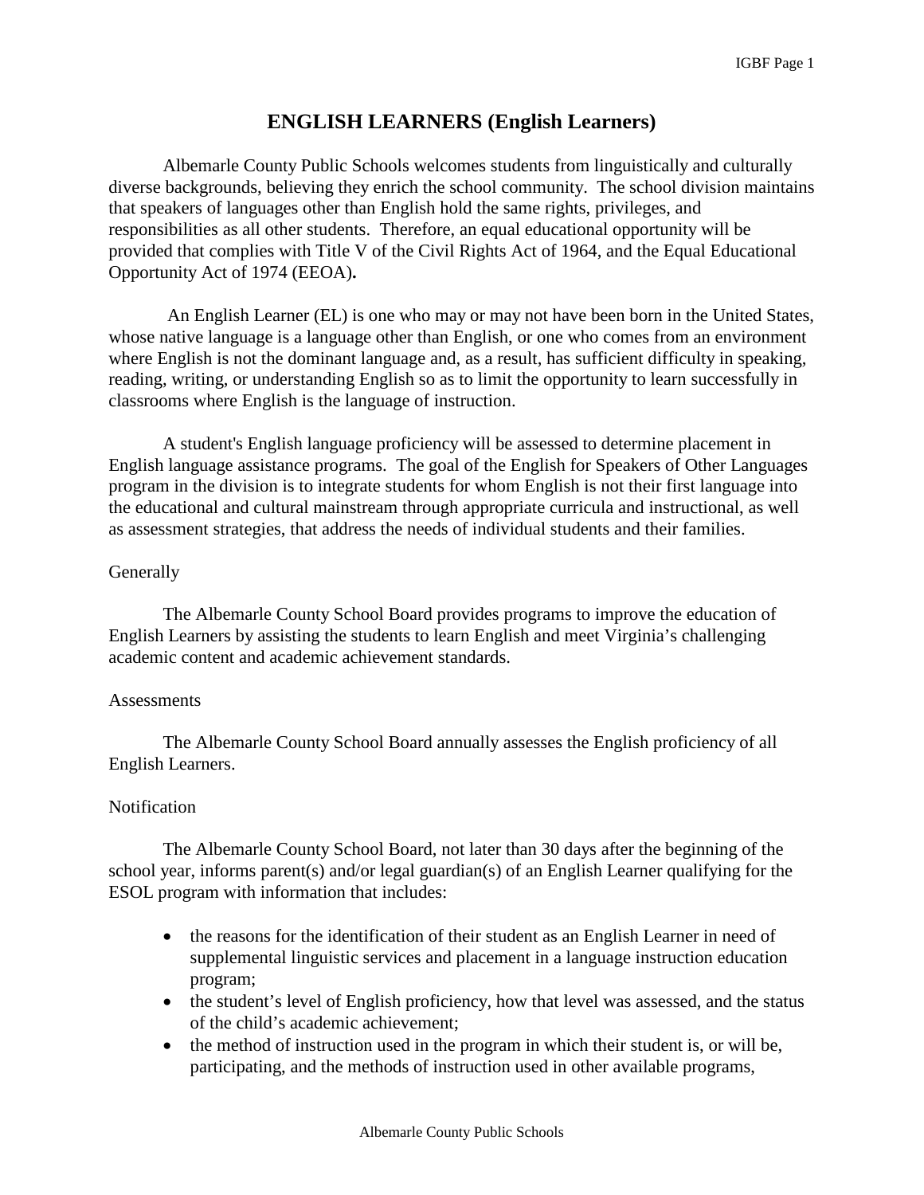# ENGLISH LEARNERS (English Learners)

Albemarle County Public Schools welcomes students from linguistically and culturally diverse backgrounds, believing they enrich the school community. The school division maintains that speakers of languages other than English hold the same rights, privileges, and responsibilities as all other students. Therefore, an equal educational opportunity will be provided that complies with Title V of the Civil Rights Act of 1964, and the Equal Educational Opportunity Act of 1974 (EEOA)**.**

An English Learner (EL) is one who may or may not have been born in the United States, whose native language is a language other than English, or one who comes from an environment where English is not the dominant language and, as a result, has sufficient difficulty in speaking, reading, writing, or understanding English so as to limit the opportunity to learn successfully in classrooms where English is the language of instruction.

A student's English language proficiency will be assessed to determine placement in English language assistance programs. The goal of the English for Speakers of Other Languages program in the division is to integrate students for whom English is not their first language into the educational and cultural mainstream through appropriate curricula and instructional, as well as assessment strategies, that address the needs of individual students and their families.

Generally

The Albemarle County School Board provides programs to improve the education of English Learners by assisting the students to learn English and meet Virginia's challenging academic content and academic achievement standards.

Assessments

The Albemarle County School Board annually assesses the English proficiency of all English Learners.

Notification

The Albemarle County School Board, not later than 30 days after the beginning of the school year, informs parent(s) and/or legal guardian(s) of an English Learner qualifying for the ESOL program with information that includes:

- the reasons for the identification of their student as an English Learner in need of supplemental linguistic services and placement in a language instruction education program;
- the student's level of English proficiency, how that level was assessed, and the status of the child's academic achievement;
- the method of instruction used in the program in which their student is, or will be, participating, and the methods of instruction used in other available programs,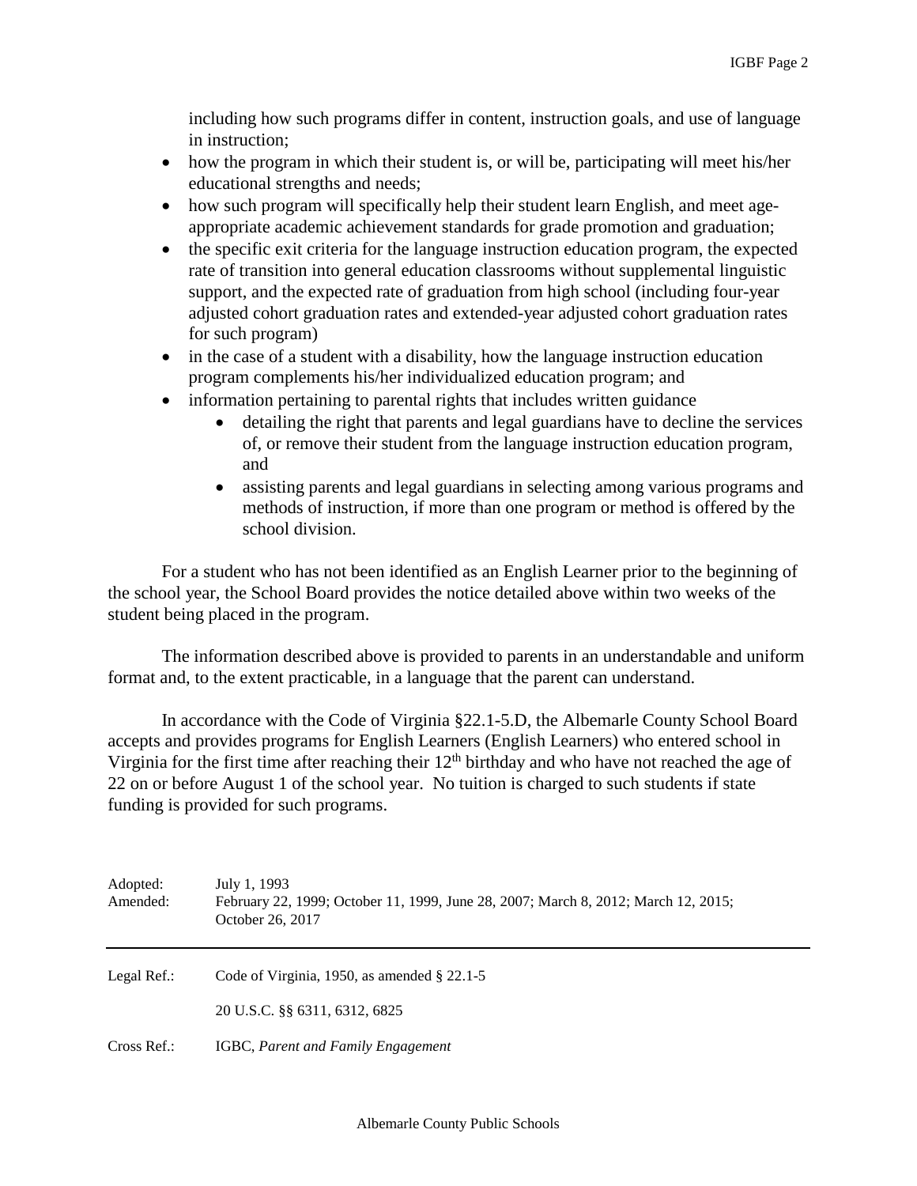including how such programs differ in content, instruction goals, and use of language in instruction;

- how the program in which their student is, or will be, participating will meet his/her educational strengths and needs;
- how such program will specifically help their student learn English, and meet age-appropriate academic achievement standards for grade promotion and graduation;
- the specific exit criteria for the language instruction education program, the expected rate of transition into general education classrooms without supplemental linguistic support, and the expected rate of graduation from high school (including four-year adjusted cohort graduation rates and extended-year adjusted cohort graduation rates for such program)
- in the case of a student with a disability, how the language instruction education program complements his/her individualized education program; and
- information pertaining to parental rights that includes written guidance
  - detailing the right that parents and legal guardians have to decline the services of, or remove their student from the language instruction education program, and
  - assisting parents and legal guardians in selecting among various programs and methods of instruction, if more than one program or method is offered by the school division.

For a student who has not been identified as an English Learner prior to the beginning of the school year, the School Board provides the notice detailed above within two weeks of the student being placed in the program.

The information described above is provided to parents in an understandable and uniform format and, to the extent practicable, in a language that the parent can understand.

In accordance with the Code of Virginia §22.1-5.D, the Albemarle County School Board accepts and provides programs for English Learners (English Learners) who entered school in Virginia for the first time after reaching their 12th birthday and who have not reached the age of 22 on or before August 1 of the school year. No tuition is charged to such students if state funding is provided for such programs.

Adopted: July 1, 1993
Amended: February 22, 1999; October 11, 1999, June 28, 2007; March 8, 2012; March 12, 2015; October 26, 2017

---

Legal Ref.: Code of Virginia, 1950, as amended § 22.1-5

20 U.S.C. §§ 6311, 6312, 6825

Cross Ref.: IGBC, *Parent and Family Engagement*